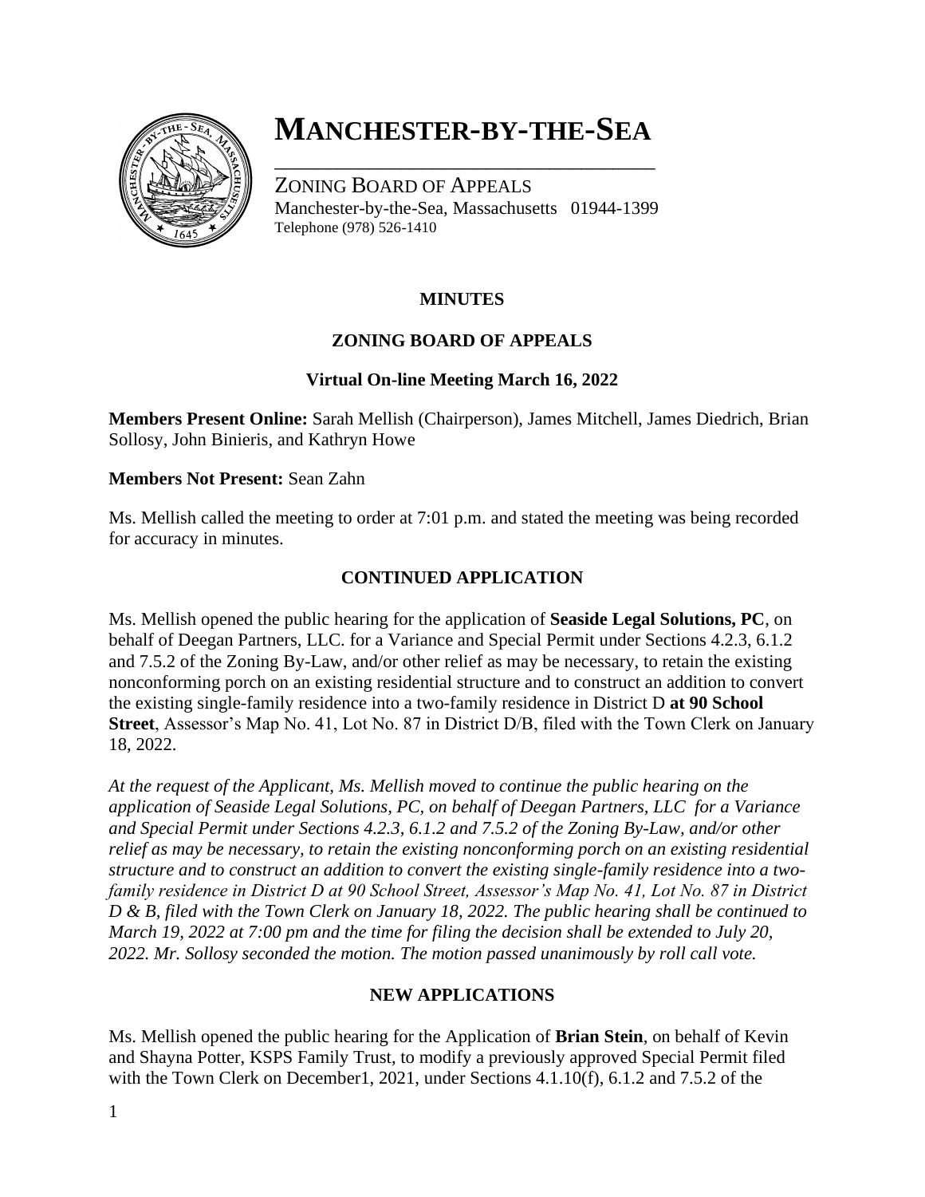# MANCHESTER-BY-THE-SEA

ZONING BOARD OF APPEALS
Manchester-by-the-Sea, Massachusetts 01944-1399
Telephone (978) 526-1410

**MINUTES**

**ZONING BOARD OF APPEALS**

**Virtual On-line Meeting March 16, 2022**

**Members Present Online:** Sarah Mellish (Chairperson), James Mitchell, James Diedrich, Brian Sollosy, John Binieris, and Kathryn Howe

**Members Not Present:** Sean Zahn

Ms. Mellish called the meeting to order at 7:01 p.m. and stated the meeting was being recorded for accuracy in minutes.

## CONTINUED APPLICATION

Ms. Mellish opened the public hearing for the application of **Seaside Legal Solutions, PC**, on behalf of Deegan Partners, LLC. for a Variance and Special Permit under Sections 4.2.3, 6.1.2 and 7.5.2 of the Zoning By-Law, and/or other relief as may be necessary, to retain the existing nonconforming porch on an existing residential structure and to construct an addition to convert the existing single-family residence into a two-family residence in District D **at 90 School Street**, Assessor's Map No. 41, Lot No. 87 in District D/B, filed with the Town Clerk on January 18, 2022.

*At the request of the Applicant, Ms. Mellish moved to continue the public hearing on the application of Seaside Legal Solutions, PC, on behalf of Deegan Partners, LLC for a Variance and Special Permit under Sections 4.2.3, 6.1.2 and 7.5.2 of the Zoning By-Law, and/or other relief as may be necessary, to retain the existing nonconforming porch on an existing residential structure and to construct an addition to convert the existing single-family residence into a two-family residence in District D at 90 School Street, Assessor's Map No. 41, Lot No. 87 in District D & B, filed with the Town Clerk on January 18, 2022. The public hearing shall be continued to March 19, 2022 at 7:00 pm and the time for filing the decision shall be extended to July 20, 2022. Mr. Sollosy seconded the motion. The motion passed unanimously by roll call vote.*

## NEW APPLICATIONS

Ms. Mellish opened the public hearing for the Application of **Brian Stein**, on behalf of Kevin and Shayna Potter, KSPS Family Trust, to modify a previously approved Special Permit filed with the Town Clerk on December1, 2021, under Sections 4.1.10(f), 6.1.2 and 7.5.2 of the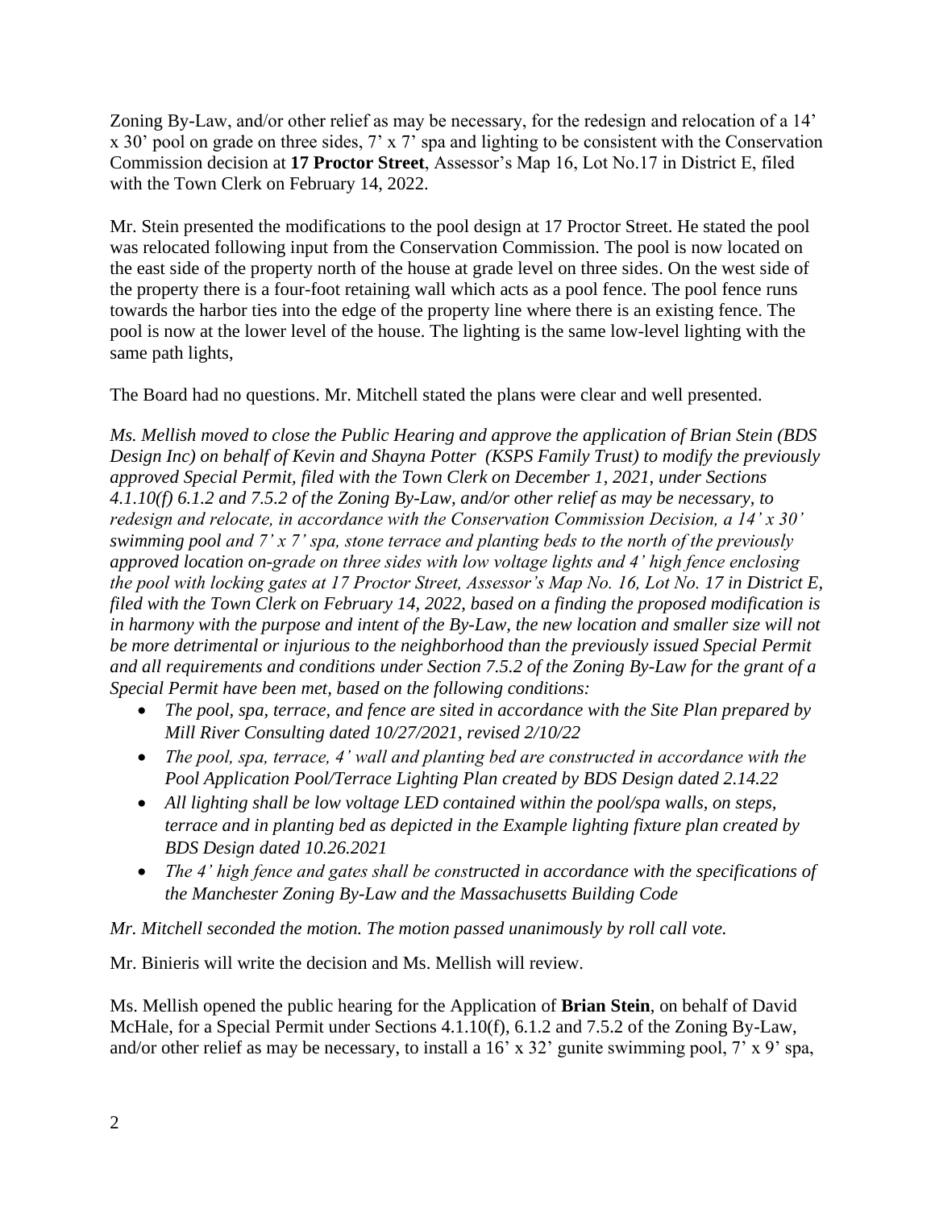Zoning By-Law, and/or other relief as may be necessary, for the redesign and relocation of a 14' x 30' pool on grade on three sides, 7' x 7' spa and lighting to be consistent with the Conservation Commission decision at **17 Proctor Street**, Assessor's Map 16, Lot No.17 in District E, filed with the Town Clerk on February 14, 2022.

Mr. Stein presented the modifications to the pool design at 17 Proctor Street. He stated the pool was relocated following input from the Conservation Commission. The pool is now located on the east side of the property north of the house at grade level on three sides. On the west side of the property there is a four-foot retaining wall which acts as a pool fence. The pool fence runs towards the harbor ties into the edge of the property line where there is an existing fence. The pool is now at the lower level of the house. The lighting is the same low-level lighting with the same path lights,

The Board had no questions. Mr. Mitchell stated the plans were clear and well presented.

*Ms. Mellish moved to close the Public Hearing and approve the application of Brian Stein (BDS Design Inc) on behalf of Kevin and Shayna Potter (KSPS Family Trust) to modify the previously approved Special Permit, filed with the Town Clerk on December 1, 2021, under Sections 4.1.10(f) 6.1.2 and 7.5.2 of the Zoning By-Law, and/or other relief as may be necessary, to redesign and relocate, in accordance with the Conservation Commission Decision, a 14' x 30' swimming pool and 7' x 7' spa, stone terrace and planting beds to the north of the previously approved location on-grade on three sides with low voltage lights and 4' high fence enclosing the pool with locking gates at 17 Proctor Street, Assessor's Map No. 16, Lot No. 17 in District E, filed with the Town Clerk on February 14, 2022, based on a finding the proposed modification is in harmony with the purpose and intent of the By-Law, the new location and smaller size will not be more detrimental or injurious to the neighborhood than the previously issued Special Permit and all requirements and conditions under Section 7.5.2 of the Zoning By-Law for the grant of a Special Permit have been met, based on the following conditions:*

- *The pool, spa, terrace, and fence are sited in accordance with the Site Plan prepared by Mill River Consulting dated 10/27/2021, revised 2/10/22*
- *The pool, spa, terrace, 4' wall and planting bed are constructed in accordance with the Pool Application Pool/Terrace Lighting Plan created by BDS Design dated 2.14.22*
- *All lighting shall be low voltage LED contained within the pool/spa walls, on steps, terrace and in planting bed as depicted in the Example lighting fixture plan created by BDS Design dated 10.26.2021*
- *The 4' high fence and gates shall be constructed in accordance with the specifications of the Manchester Zoning By-Law and the Massachusetts Building Code*

*Mr. Mitchell seconded the motion. The motion passed unanimously by roll call vote.*

Mr. Binieris will write the decision and Ms. Mellish will review.

Ms. Mellish opened the public hearing for the Application of **Brian Stein**, on behalf of David McHale, for a Special Permit under Sections 4.1.10(f), 6.1.2 and 7.5.2 of the Zoning By-Law, and/or other relief as may be necessary, to install a 16' x 32' gunite swimming pool, 7' x 9' spa,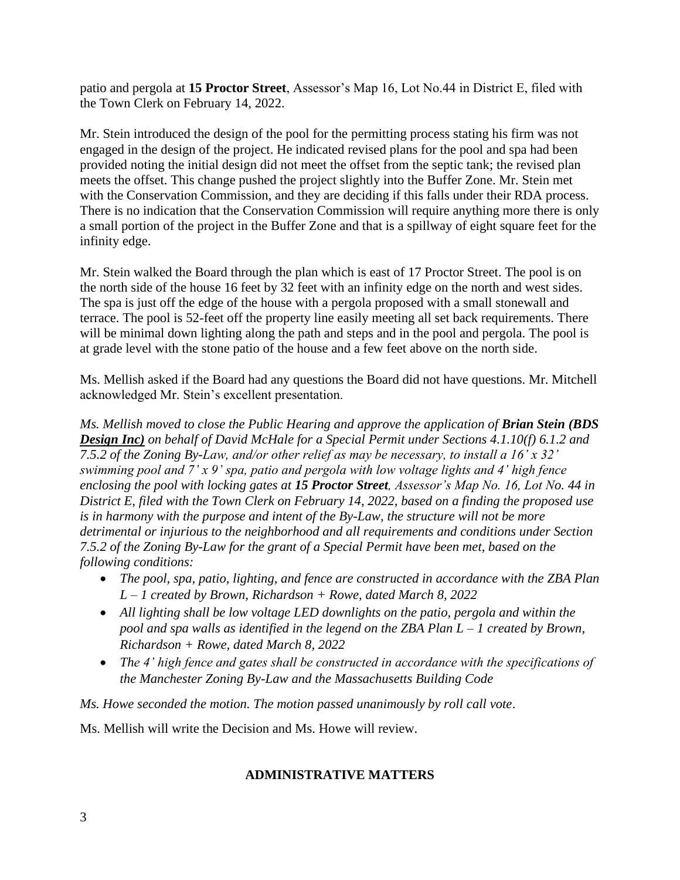patio and pergola at **15 Proctor Street**, Assessor's Map 16, Lot No.44 in District E, filed with the Town Clerk on February 14, 2022.

Mr. Stein introduced the design of the pool for the permitting process stating his firm was not engaged in the design of the project. He indicated revised plans for the pool and spa had been provided noting the initial design did not meet the offset from the septic tank; the revised plan meets the offset. This change pushed the project slightly into the Buffer Zone. Mr. Stein met with the Conservation Commission, and they are deciding if this falls under their RDA process. There is no indication that the Conservation Commission will require anything more there is only a small portion of the project in the Buffer Zone and that is a spillway of eight square feet for the infinity edge.

Mr. Stein walked the Board through the plan which is east of 17 Proctor Street. The pool is on the north side of the house 16 feet by 32 feet with an infinity edge on the north and west sides. The spa is just off the edge of the house with a pergola proposed with a small stonewall and terrace. The pool is 52-feet off the property line easily meeting all set back requirements. There will be minimal down lighting along the path and steps and in the pool and pergola. The pool is at grade level with the stone patio of the house and a few feet above on the north side.

Ms. Mellish asked if the Board had any questions the Board did not have questions. Mr. Mitchell acknowledged Mr. Stein's excellent presentation.

*Ms. Mellish moved to close the Public Hearing and approve the application of **Brian Stein (BDS Design Inc)** on behalf of David McHale for a Special Permit under Sections 4.1.10(f) 6.1.2 and 7.5.2 of the Zoning By-Law, and/or other relief as may be necessary, to install a 16' x 32' swimming pool and 7' x 9' spa, patio and pergola with low voltage lights and 4' high fence enclosing the pool with locking gates at **15 Proctor Street**, Assessor's Map No. 16, Lot No. 44 in District E, filed with the Town Clerk on February 14, 2022, based on a finding the proposed use is in harmony with the purpose and intent of the By-Law, the structure will not be more detrimental or injurious to the neighborhood and all requirements and conditions under Section 7.5.2 of the Zoning By-Law for the grant of a Special Permit have been met, based on the following conditions:*

- *The pool, spa, patio, lighting, and fence are constructed in accordance with the ZBA Plan L – 1 created by Brown, Richardson + Rowe, dated March 8, 2022*
- *All lighting shall be low voltage LED downlights on the patio, pergola and within the pool and spa walls as identified in the legend on the ZBA Plan L – 1 created by Brown, Richardson + Rowe, dated March 8, 2022*
- *The 4' high fence and gates shall be constructed in accordance with the specifications of the Manchester Zoning By-Law and the Massachusetts Building Code*

*Ms. Howe seconded the motion. The motion passed unanimously by roll call vote*.

Ms. Mellish will write the Decision and Ms. Howe will review.

## ADMINISTRATIVE MATTERS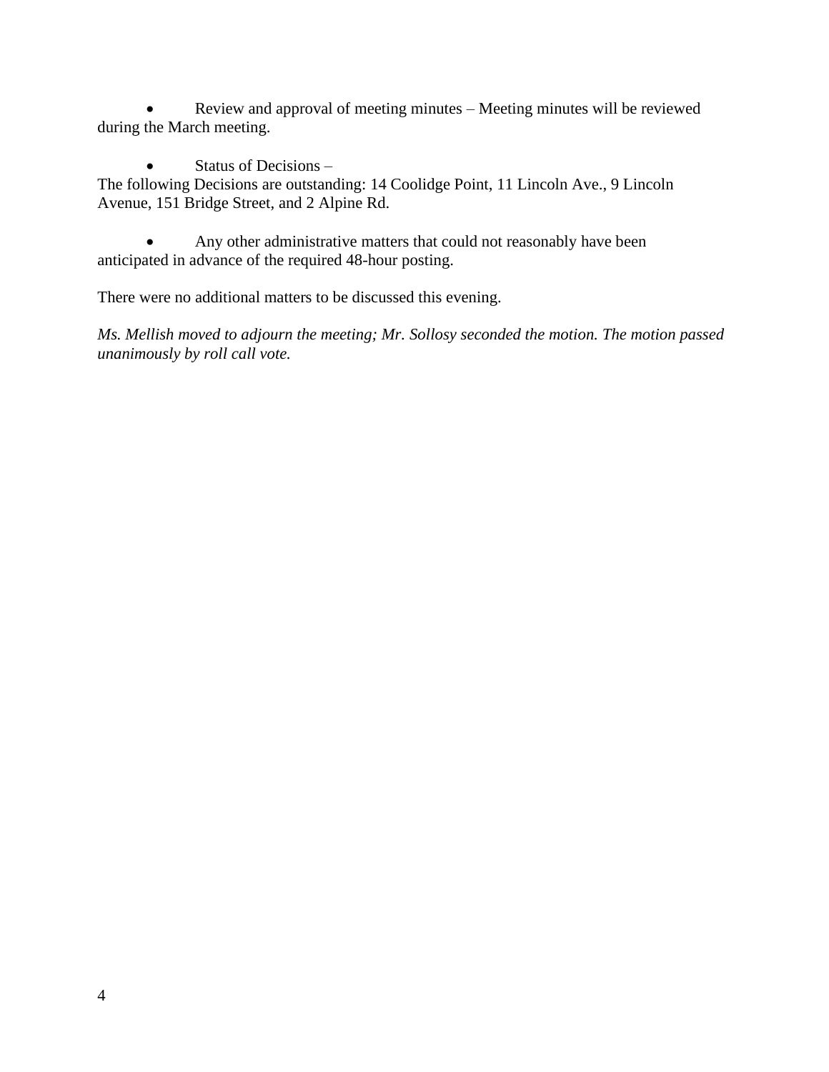- Review and approval of meeting minutes – Meeting minutes will be reviewed during the March meeting.

- Status of Decisions –

The following Decisions are outstanding: 14 Coolidge Point, 11 Lincoln Ave., 9 Lincoln Avenue, 151 Bridge Street, and 2 Alpine Rd.

- Any other administrative matters that could not reasonably have been anticipated in advance of the required 48-hour posting.

There were no additional matters to be discussed this evening.

*Ms. Mellish moved to adjourn the meeting; Mr. Sollosy seconded the motion. The motion passed unanimously by roll call vote.*